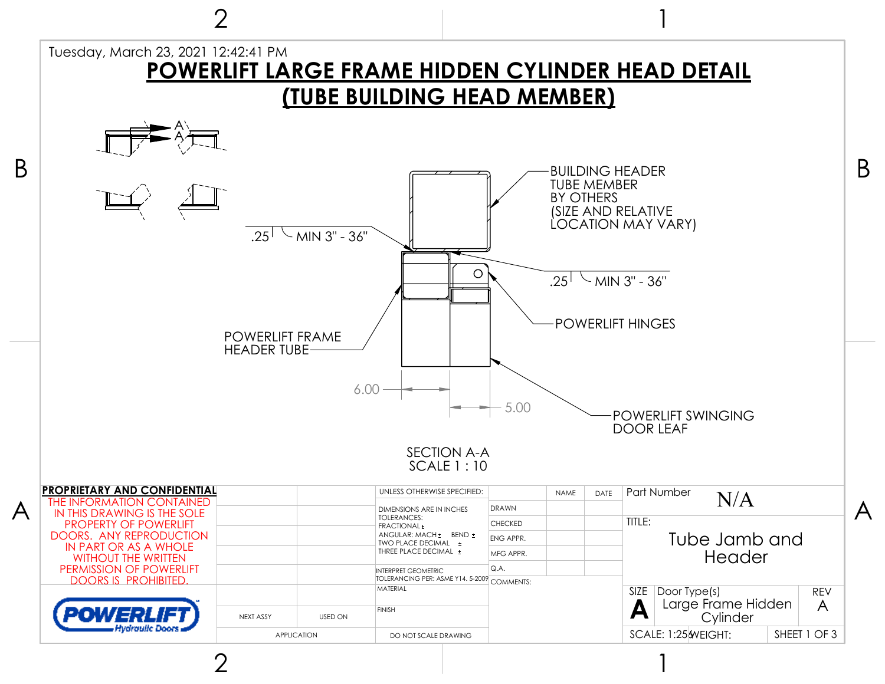Tuesday, March 23, 2021 12:42:41 PM

# POWERLIFT LARGE FRAME HIDDEN CYLINDER HEAD DETAIL (TUBE BUILDING HEAD MEMBER)

BUILDING HEADER TUBE MEMBER BY OTHERS (SIZE AND RELATIVE LOCATION MAY VARY)

.25 MIN 3" - 36"

.25 MIN 3" - 36"

POWERLIFT HINGES

POWERLIFT FRAME HEADER TUBE

POWERLIFT SWINGING DOOR LEAF

6.00

5.00

SECTION A-A
SCALE 1 : 10

**PROPRIETARY AND CONFIDENTIAL**

THE INFORMATION CONTAINED IN THIS DRAWING IS THE SOLE PROPERTY OF POWERLIFT DOORS. ANY REPRODUCTION IN PART OR AS A WHOLE WITHOUT THE WRITTEN PERMISSION OF POWERLIFT DOORS IS PROHIBITED.

POWERLIFT Hydraulic Doors

| NEXT ASSY | USED ON |
| --- | --- |
| APPLICATION | |

UNLESS OTHERWISE SPECIFIED:
DIMENSIONS ARE IN INCHES
TOLERANCES:
FRACTIONAL ±
ANGULAR: MACH ± BEND ±
TWO PLACE DECIMAL ±
THREE PLACE DECIMAL ±
INTERPRET GEOMETRIC TOLERANCING PER: ASME Y14. 5-2009
MATERIAL
FINISH
DO NOT SCALE DRAWING

| | NAME | DATE |
| --- | --- | --- |
| DRAWN | | |
| CHECKED | | |
| ENG APPR. | | |
| MFG APPR. | | |
| Q.A. | | |
| COMMENTS: | | |

Part Number: N/A

TITLE: Tube Jamb and Header

SIZE: A

Door Type(s): Large Frame Hidden Cylinder

REV: A

SCALE: 1:25

WEIGHT:

SHEET 1 OF 3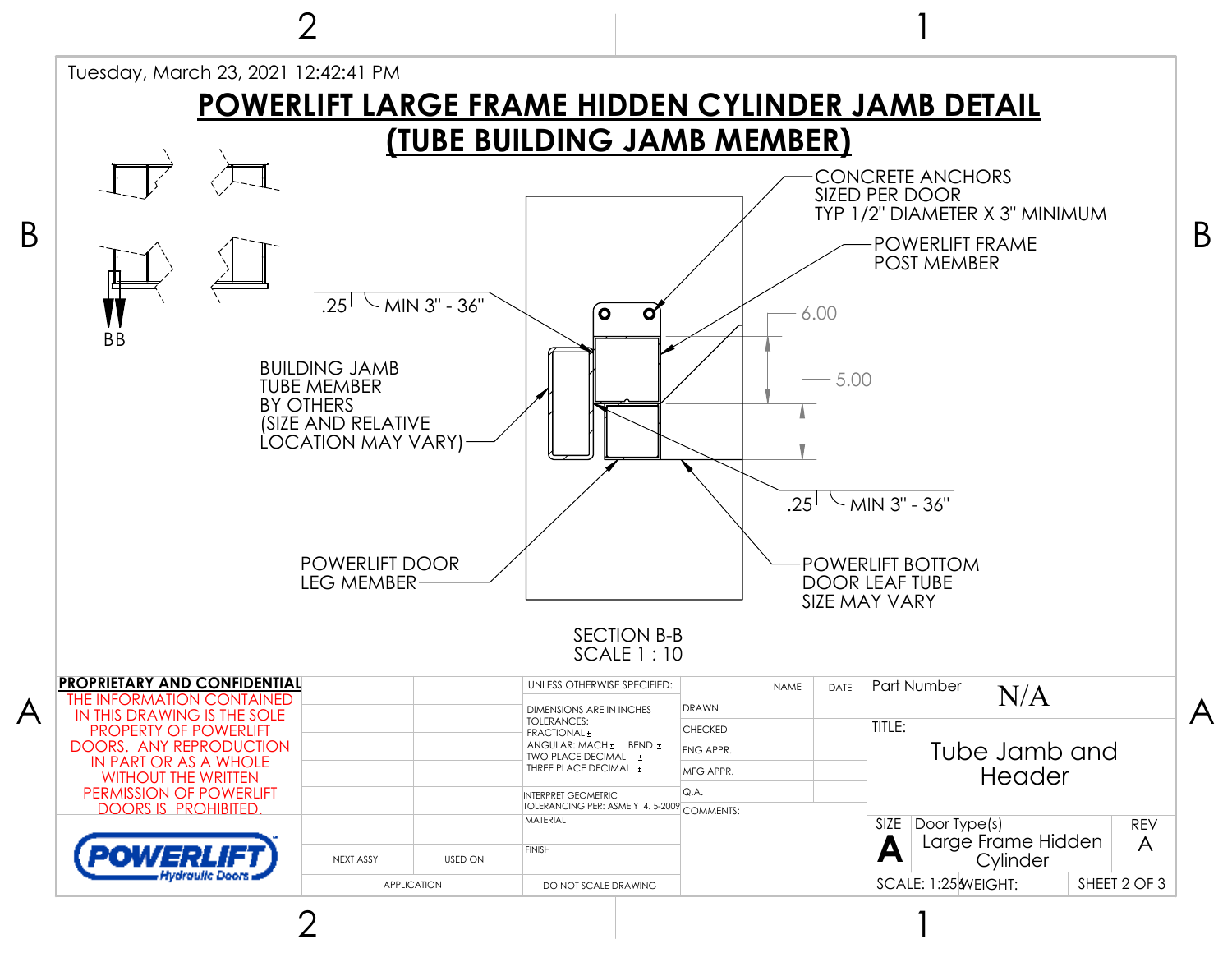Tuesday, March 23, 2021 12:42:41 PM

# POWERLIFT LARGE FRAME HIDDEN CYLINDER JAMB DETAIL (TUBE BUILDING JAMB MEMBER)

CONCRETE ANCHORS
SIZED PER DOOR
TYP 1/2" DIAMETER X 3" MINIMUM

POWERLIFT FRAME
POST MEMBER

.25 MIN 3" - 36"

6.00

5.00

BB

BUILDING JAMB
TUBE MEMBER
BY OTHERS
(SIZE AND RELATIVE
LOCATION MAY VARY)

.25 MIN 3" - 36"

POWERLIFT DOOR
LEG MEMBER

POWERLIFT BOTTOM
DOOR LEAF TUBE
SIZE MAY VARY

SECTION B-B
SCALE 1 : 10

**PROPRIETARY AND CONFIDENTIAL**

THE INFORMATION CONTAINED IN THIS DRAWING IS THE SOLE PROPERTY OF POWERLIFT DOORS. ANY REPRODUCTION IN PART OR AS A WHOLE WITHOUT THE WRITTEN PERMISSION OF POWERLIFT DOORS IS PROHIBITED.

POWERLIFT Hydraulic Doors

| NEXT ASSY | USED ON |
| --- | --- |
| APPLICATION | |

UNLESS OTHERWISE SPECIFIED:

DIMENSIONS ARE IN INCHES
TOLERANCES:
FRACTIONAL ±
ANGULAR: MACH ± BEND ±
TWO PLACE DECIMAL ±
THREE PLACE DECIMAL ±

INTERPRET GEOMETRIC TOLERANCING PER: ASME Y14. 5-2009

MATERIAL

FINISH

DO NOT SCALE DRAWING

| | NAME | DATE |
| --- | --- | --- |
| DRAWN | | |
| CHECKED | | |
| ENG APPR. | | |
| MFG APPR. | | |
| Q.A. | | |

COMMENTS:

Part Number: N/A

TITLE: Tube Jamb and Header

| SIZE | Door Type(s) | REV |
| --- | --- | --- |
| A | Large Frame Hidden Cylinder | A |

SCALE: 1:25 WEIGHT: SHEET 2 OF 3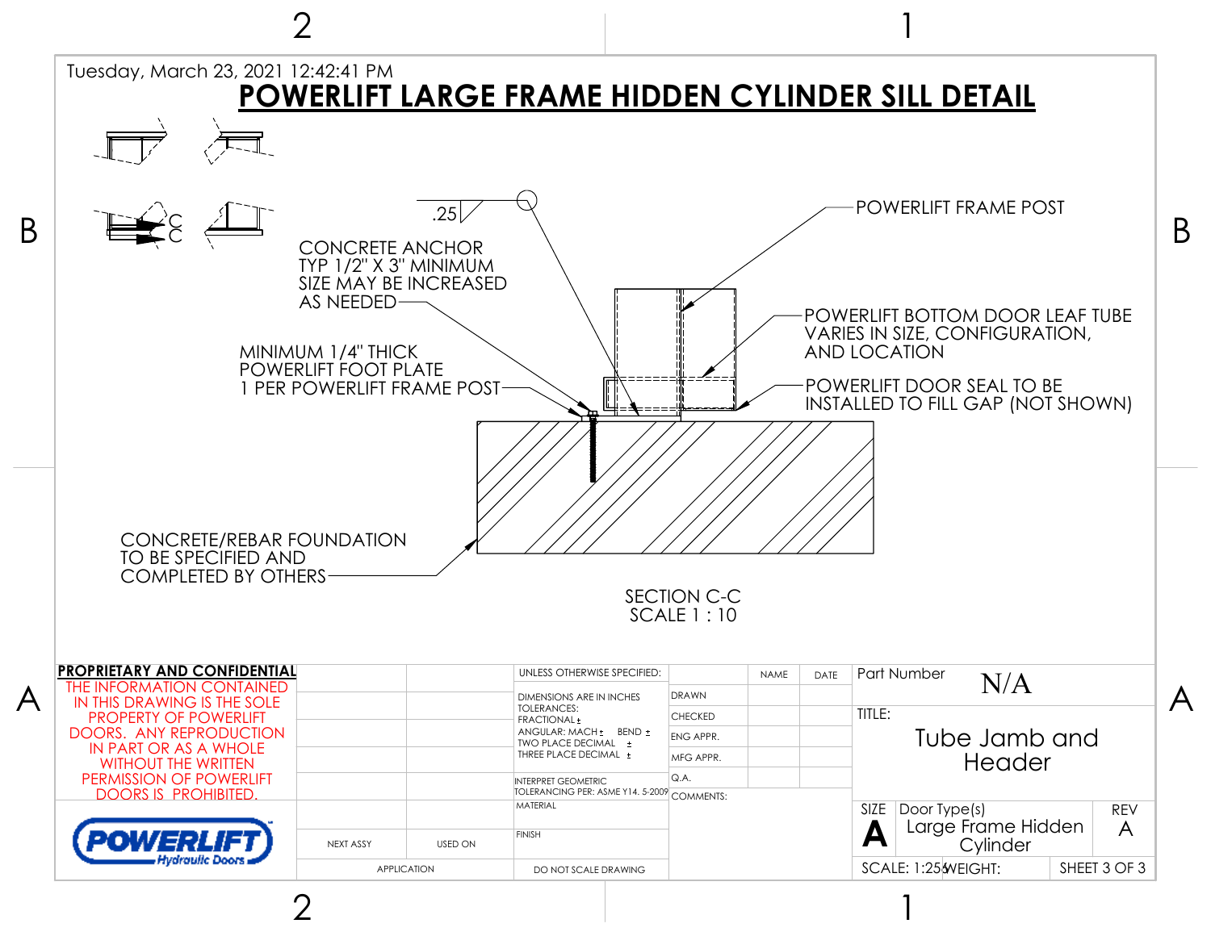Tuesday, March 23, 2021 12:42:41 PM

# POWERLIFT LARGE FRAME HIDDEN CYLINDER SILL DETAIL

.25

CONCRETE ANCHOR
TYP 1/2" X 3" MINIMUM
SIZE MAY BE INCREASED
AS NEEDED

MINIMUM 1/4" THICK
POWERLIFT FOOT PLATE
1 PER POWERLIFT FRAME POST

POWERLIFT FRAME POST

POWERLIFT BOTTOM DOOR LEAF TUBE
VARIES IN SIZE, CONFIGURATION,
AND LOCATION

POWERLIFT DOOR SEAL TO BE
INSTALLED TO FILL GAP (NOT SHOWN)

CONCRETE/REBAR FOUNDATION
TO BE SPECIFIED AND
COMPLETED BY OTHERS

SECTION C-C
SCALE 1 : 10

**PROPRIETARY AND CONFIDENTIAL**

THE INFORMATION CONTAINED IN THIS DRAWING IS THE SOLE PROPERTY OF POWERLIFT DOORS. ANY REPRODUCTION IN PART OR AS A WHOLE WITHOUT THE WRITTEN PERMISSION OF POWERLIFT DOORS IS PROHIBITED.

POWERLIFT Hydraulic Doors

| NEXT ASSY | USED ON |
|---|---|
| APPLICATION | |

UNLESS OTHERWISE SPECIFIED:
DIMENSIONS ARE IN INCHES
TOLERANCES:
FRACTIONAL ±
ANGULAR: MACH ± BEND ±
TWO PLACE DECIMAL ±
THREE PLACE DECIMAL ±

INTERPRET GEOMETRIC TOLERANCING PER: ASME Y14. 5-2009
MATERIAL
FINISH
DO NOT SCALE DRAWING

| | NAME | DATE |
|---|---|---|
| DRAWN | | |
| CHECKED | | |
| ENG APPR. | | |
| MFG APPR. | | |
| Q.A. | | |

COMMENTS:

Part Number: N/A

TITLE: Tube Jamb and Header

SIZE: A
Door Type(s): Large Frame Hidden Cylinder
REV: A

SCALE: 1:25 | WEIGHT: | SHEET 3 OF 3